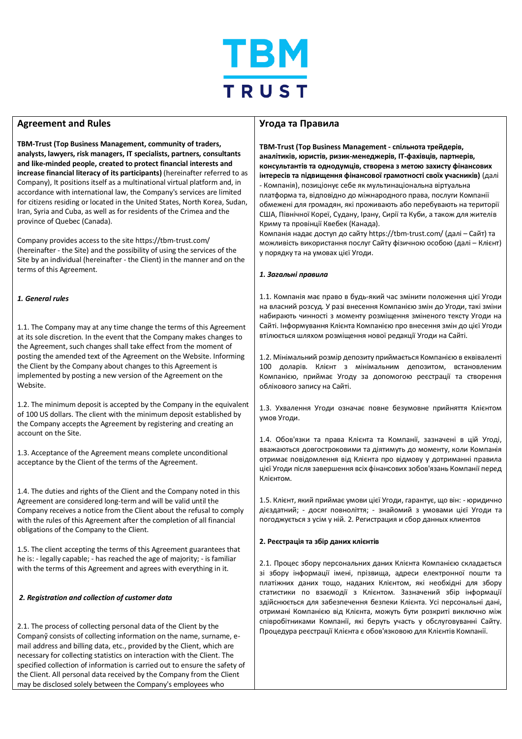TBM TRUST

## Agreement and Rules

**TBM-Trust (Top Business Management, community of traders, analysts, lawyers, risk managers, IT specialists, partners, consultants and like-minded people, created to protect financial interests and increase financial literacy of its participants)** (hereinafter referred to as Company), It positions itself as a multinational virtual platform and, in accordance with international law, the Company's services are limited for citizens residing or located in the United States, North Korea, Sudan, Iran, Syria and Cuba, as well as for residents of the Crimea and the province of Quebec (Canada).

Company provides access to the site https://tbm-trust.com/ (hereinafter - the Site) and the possibility of using the services of the Site by an individual (hereinafter - the Client) in the manner and on the terms of this Agreement.

### *1. General rules*

1.1. The Company may at any time change the terms of this Agreement at its sole discretion. In the event that the Company makes changes to the Agreement, such changes shall take effect from the moment of posting the amended text of the Agreement on the Website. Informing the Client by the Company about changes to this Agreement is implemented by posting a new version of the Agreement on the Website.

1.2. The minimum deposit is accepted by the Company in the equivalent of 100 US dollars. The client with the minimum deposit established by the Company accepts the Agreement by registering and creating an account on the Site.

1.3. Acceptance of the Agreement means complete unconditional acceptance by the Client of the terms of the Agreement.

1.4. The duties and rights of the Client and the Company noted in this Agreement are considered long-term and will be valid until the Company receives a notice from the Client about the refusal to comply with the rules of this Agreement after the completion of all financial obligations of the Company to the Client.

1.5. The client accepting the terms of this Agreement guarantees that he is: - legally capable; - has reached the age of majority; - is familiar with the terms of this Agreement and agrees with everything in it.

### *2. Registration and collection of customer data*

2.1. The process of collecting personal data of the Client by the Companў consists of collecting information on the name, surname, e-mail address and billing data, etc., provided by the Client, which are necessary for collecting statistics on interaction with the Client. The specified collection of information is carried out to ensure the safety of the Client. All personal data received by the Company from the Client may be disclosed solely between the Company's employees who

## Угода та Правила

**TBM-Trust (Top Business Management - спільнота трейдерів, аналітиків, юристів, ризик-менеджерів, IT-фахівців, партнерів, консультантів та однодумців, створена з метою захисту фінансових інтересів та підвищення фінансової грамотності своїх учасників)** (далі - Компанія), позиціонує себе як мультинаціональна віртуальна платформа та, відповідно до міжнародного права, послуги Компанії обмежені для громадян, які проживають або перебувають на території США, Північної Кореї, Судану, Ірану, Сирії та Куби, а також для жителів Криму та провінції Квебек (Канада).

Компанія надає доступ до сайту https://tbm-trust.com/ (далі – Сайт) та можливість використання послуг Сайту фізичною особою (далі – Клієнт) у порядку та на умовах цієї Угоди.

### *1. Загальні правила*

1.1. Компанія має право в будь-який час змінити положення цієї Угоди на власний розсуд. У разі внесення Компанією змін до Угоди, такі зміни набирають чинності з моменту розміщення зміненого тексту Угоди на Сайті. Інформування Клієнта Компанією про внесення змін до цієї Угоди втілюється шляхом розміщення нової редакції Угоди на Сайті.

1.2. Мінімальний розмір депозиту приймається Компанією в еквіваленті 100 доларів. Клієнт з мінімальним депозитом, встановленим Компанією, приймає Угоду за допомогою реєстрації та створення облікового запису на Сайті.

1.3. Ухвалення Угоди означає повне безумовне прийняття Клієнтом умов Угоди.

1.4. Обов'язки та права Клієнта та Компанії, зазначені в цій Угоді, вважаються довгостроковими та діятимуть до моменту, коли Компанія отримає повідомлення від Клієнта про відмову у дотриманні правила цієї Угоди після завершення всіх фінансових зобов'язань Компанії перед Клієнтом.

1.5. Клієнт, який приймає умови цієї Угоди, гарантує, що він: - юридично дієздатний; - досяг повноліття; - знайомий з умовами цієї Угоди та погоджується з усім у ній. 2. Регистрация и сбор данных клиентов

### **2. Реєстрація та збір даних клієнтів**

2.1. Процес збору персональних даних Клієнта Компанією складається зі збору інформації імені, прізвища, адреси електронної пошти та платіжних даних тощо, наданих Клієнтом, які необхідні для збору статистики по взаємодії з Клієнтом. Зазначений збір інформації здійснюється для забезпечення безпеки Клієнта. Усі персональні дані, отримані Компанією від Клієнта, можуть бути розкриті виключно між співробітниками Компанії, які беруть участь у обслуговуванні Сайту. Процедура реєстрації Клієнта є обов'язковою для Клієнтів Компанії.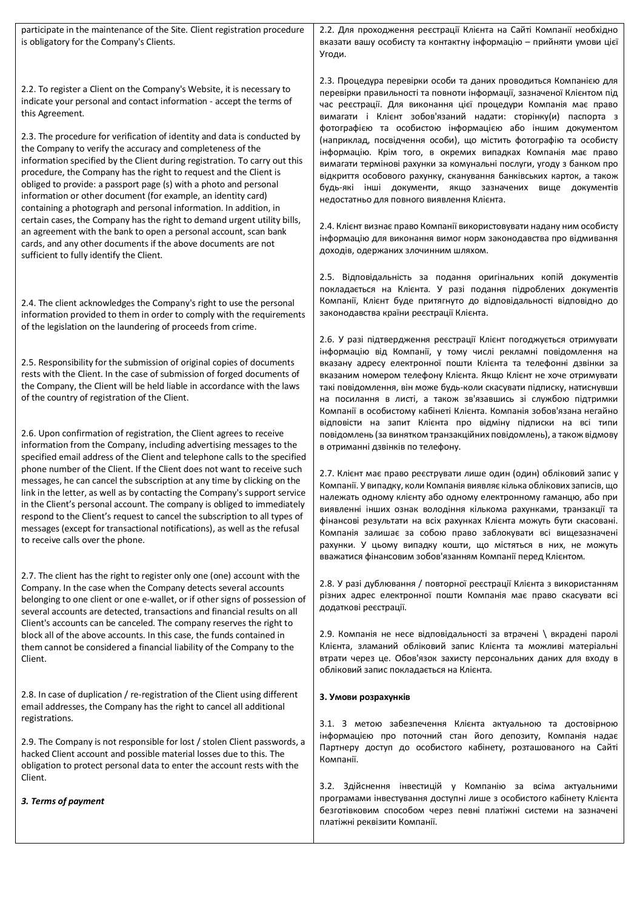participate in the maintenance of the Site. Client registration procedure is obligatory for the Company's Clients.

2.2. To register a Client on the Company's Website, it is necessary to indicate your personal and contact information - accept the terms of this Agreement.

2.3. The procedure for verification of identity and data is conducted by the Company to verify the accuracy and completeness of the information specified by the Client during registration. To carry out this procedure, the Company has the right to request and the Client is obliged to provide: a passport page (s) with a photo and personal information or other document (for example, an identity card) containing a photograph and personal information. In addition, in certain cases, the Company has the right to demand urgent utility bills, an agreement with the bank to open a personal account, scan bank cards, and any other documents if the above documents are not sufficient to fully identify the Client.

2.4. The client acknowledges the Company's right to use the personal information provided to them in order to comply with the requirements of the legislation on the laundering of proceeds from crime.

2.5. Responsibility for the submission of original copies of documents rests with the Client. In the case of submission of forged documents of the Company, the Client will be held liable in accordance with the laws of the country of registration of the Client.

2.6. Upon confirmation of registration, the Client agrees to receive information from the Company, including advertising messages to the specified email address of the Client and telephone calls to the specified phone number of the Client. If the Client does not want to receive such messages, he can cancel the subscription at any time by clicking on the link in the letter, as well as by contacting the Company's support service in the Client's personal account. The company is obliged to immediately respond to the Client's request to cancel the subscription to all types of messages (except for transactional notifications), as well as the refusal to receive calls over the phone.

2.7. The client has the right to register only one (one) account with the Company. In the case when the Company detects several accounts belonging to one client or one e-wallet, or if other signs of possession of several accounts are detected, transactions and financial results on all Client's accounts can be canceled. The company reserves the right to block all of the above accounts. In this case, the funds contained in them cannot be considered a financial liability of the Company to the Client.

2.8. In case of duplication / re-registration of the Client using different email addresses, the Company has the right to cancel all additional registrations.

2.9. The Company is not responsible for lost / stolen Client passwords, a hacked Client account and possible material losses due to this. The obligation to protect personal data to enter the account rests with the Client.

***3. Terms of payment***

2.2. Для проходження реєстрації Клієнта на Сайті Компанії необхідно вказати вашу особисту та контактну інформацію – прийняти умови цієї Угоди.

2.3. Процедура перевірки особи та даних проводиться Компанією для перевірки правильності та повноти інформації, зазначеної Клієнтом під час реєстрації. Для виконання цієї процедури Компанія має право вимагати і Клієнт зобов'язаний надати: сторінку(и) паспорта з фотографією та особистою інформацією або іншим документом (наприклад, посвідчення особи), що містить фотографію та особисту інформацію. Крім того, в окремих випадках Компанія має право вимагати термінові рахунки за комунальні послуги, угоду з банком про відкриття особового рахунку, сканування банківських карток, а також будь-які інші документи, якщо зазначених вище документів недостатньо для повного виявлення Клієнта.

2.4. Клієнт визнає право Компанії використовувати надану ним особисту інформацію для виконання вимог норм законодавства про відмивання доходів, одержаних злочинним шляхом.

2.5. Відповідальність за подання оригінальних копій документів покладається на Клієнта. У разі подання підроблених документів Компанії, Клієнт буде притягнуто до відповідальності відповідно до законодавства країни реєстрації Клієнта.

2.6. У разі підтвердження реєстрації Клієнт погоджується отримувати інформацію від Компанії, у тому числі рекламні повідомлення на вказану адресу електронної пошти Клієнта та телефонні дзвінки за вказаним номером телефону Клієнта. Якщо Клієнт не хоче отримувати такі повідомлення, він може будь-коли скасувати підписку, натиснувши на посилання в листі, а також зв'язавшись зі службою підтримки Компанії в особистому кабінеті Клієнта. Компанія зобов'язана негайно відповісти на запит Клієнта про відміну підписки на всі типи повідомлень (за винятком транзакційних повідомлень), а також відмову в отриманні дзвінків по телефону.

2.7. Клієнт має право реєструвати лише один (один) обліковий запис у Компанії. У випадку, коли Компанія виявляє кілька облікових записів, що належать одному клієнту або одному електронному гаманцю, або при виявленні інших ознак володіння кількома рахунками, транзакції та фінансові результати на всіх рахунках Клієнта можуть бути скасовані. Компанія залишає за собою право заблокувати всі вищезазначені рахунки. У цьому випадку кошти, що містяться в них, не можуть вважатися фінансовим зобов'язанням Компанії перед Клієнтом.

2.8. У разі дублювання / повторної реєстрації Клієнта з використанням різних адрес електронної пошти Компанія має право скасувати всі додаткові реєстрації.

2.9. Компанія не несе відповідальності за втрачені \ вкрадені паролі Клієнта, зламаний обліковий запис Клієнта та можливі матеріальні втрати через це. Обов'язок захисту персональних даних для входу в обліковий запис покладається на Клієнта.

**3. Умови розрахунків**

3.1. З метою забезпечення Клієнта актуальною та достовірною інформацією про поточний стан його депозиту, Компанія надає Партнеру доступ до особистого кабінету, розташованого на Сайті Компанії.

3.2. Здійснення інвестицій у Компанію за всіма актуальними програмами інвестування доступні лише з особистого кабінету Клієнта безготівковим способом через певні платіжні системи на зазначені платіжні реквізити Компанії.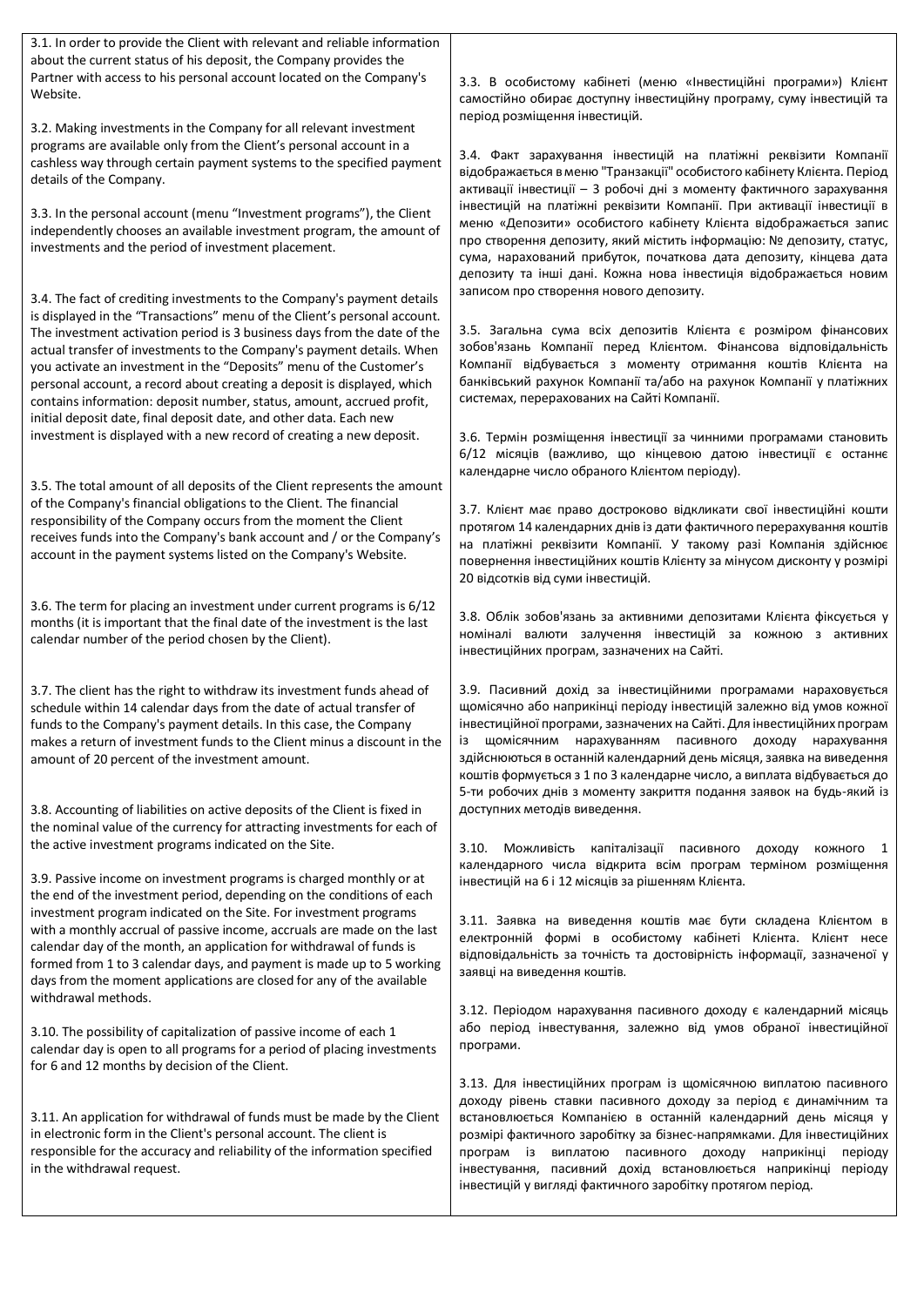3.1. In order to provide the Client with relevant and reliable information about the current status of his deposit, the Company provides the Partner with access to his personal account located on the Company's Website.

3.2. Making investments in the Company for all relevant investment programs are available only from the Client's personal account in a cashless way through certain payment systems to the specified payment details of the Company.

3.3. In the personal account (menu "Investment programs"), the Client independently chooses an available investment program, the amount of investments and the period of investment placement.

3.4. The fact of crediting investments to the Company's payment details is displayed in the "Transactions" menu of the Client's personal account. The investment activation period is 3 business days from the date of the actual transfer of investments to the Company's payment details. When you activate an investment in the "Deposits" menu of the Customer's personal account, a record about creating a deposit is displayed, which contains information: deposit number, status, amount, accrued profit, initial deposit date, final deposit date, and other data. Each new investment is displayed with a new record of creating a new deposit.

3.5. The total amount of all deposits of the Client represents the amount of the Company's financial obligations to the Client. The financial responsibility of the Company occurs from the moment the Client receives funds into the Company's bank account and / or the Company's account in the payment systems listed on the Company's Website.

3.6. The term for placing an investment under current programs is 6/12 months (it is important that the final date of the investment is the last calendar number of the period chosen by the Client).

3.7. The client has the right to withdraw its investment funds ahead of schedule within 14 calendar days from the date of actual transfer of funds to the Company's payment details. In this case, the Company makes a return of investment funds to the Client minus a discount in the amount of 20 percent of the investment amount.

3.8. Accounting of liabilities on active deposits of the Client is fixed in the nominal value of the currency for attracting investments for each of the active investment programs indicated on the Site.

3.9. Passive income on investment programs is charged monthly or at the end of the investment period, depending on the conditions of each investment program indicated on the Site. For investment programs with a monthly accrual of passive income, accruals are made on the last calendar day of the month, an application for withdrawal of funds is formed from 1 to 3 calendar days, and payment is made up to 5 working days from the moment applications are closed for any of the available withdrawal methods.

3.10. The possibility of capitalization of passive income of each 1 calendar day is open to all programs for a period of placing investments for 6 and 12 months by decision of the Client.

3.11. An application for withdrawal of funds must be made by the Client in electronic form in the Client's personal account. The client is responsible for the accuracy and reliability of the information specified in the withdrawal request.

3.3. В особистому кабінеті (меню «Інвестиційні програми») Клієнт самостійно обирає доступну інвестиційну програму, суму інвестицій та період розміщення інвестицій.

3.4. Факт зарахування інвестицій на платіжні реквізити Компанії відображається в меню "Транзакції" особистого кабінету Клієнта. Період активації інвестиції – 3 робочі дні з моменту фактичного зарахування інвестицій на платіжні реквізити Компанії. При активації інвестиції в меню «Депозити» особистого кабінету Клієнта відображається запис про створення депозиту, який містить інформацію: № депозиту, статус, сума, нарахований прибуток, початкова дата депозиту, кінцева дата депозиту та інші дані. Кожна нова інвестиція відображається новим записом про створення нового депозиту.

3.5. Загальна сума всіх депозитів Клієнта є розміром фінансових зобов'язань Компанії перед Клієнтом. Фінансова відповідальність Компанії відбувається з моменту отримання коштів Клієнта на банківський рахунок Компанії та/або на рахунок Компанії у платіжних системах, перерахованих на Сайті Компанії.

3.6. Термін розміщення інвестиції за чинними програмами становить 6/12 місяців (важливо, що кінцевою датою інвестиції є останнє календарне число обраного Клієнтом періоду).

3.7. Клієнт має право достроково відкликати свої інвестиційні кошти протягом 14 календарних днів із дати фактичного перерахування коштів на платіжні реквізити Компанії. У такому разі Компанія здійснює повернення інвестиційних коштів Клієнту за мінусом дисконту у розмірі 20 відсотків від суми інвестицій.

3.8. Облік зобов'язань за активними депозитами Клієнта фіксується у номіналі валюти залучення інвестицій за кожною з активних інвестиційних програм, зазначених на Сайті.

3.9. Пасивний дохід за інвестиційними програмами нараховується щомісячно або наприкінці періоду інвестицій залежно від умов кожної інвестиційної програми, зазначених на Сайті. Для інвестиційних програм із щомісячним нарахуванням пасивного доходу нарахування здійснюються в останній календарний день місяця, заявка на виведення коштів формується з 1 по 3 календарне число, а виплата відбувається до 5-ти робочих днів з моменту закриття подання заявок на будь-який із доступних методів виведення.

3.10. Можливість капіталізації пасивного доходу кожного 1 календарного числа відкрита всім програм терміном розміщення інвестицій на 6 і 12 місяців за рішенням Клієнта.

3.11. Заявка на виведення коштів має бути складена Клієнтом в електронній формі в особистому кабінеті Клієнта. Клієнт несе відповідальність за точність та достовірність інформації, зазначеної у заявці на виведення коштів.

3.12. Періодом нарахування пасивного доходу є календарний місяць або період інвестування, залежно від умов обраної інвестиційної програми.

3.13. Для інвестиційних програм із щомісячною виплатою пасивного доходу рівень ставки пасивного доходу за період є динамічним та встановлюється Компанією в останній календарний день місяця у розмірі фактичного заробітку за бізнес-напрямками. Для інвестиційних програм із виплатою пасивного доходу наприкінці періоду інвестування, пасивний дохід встановлюється наприкінці періоду інвестицій у вигляді фактичного заробітку протягом період.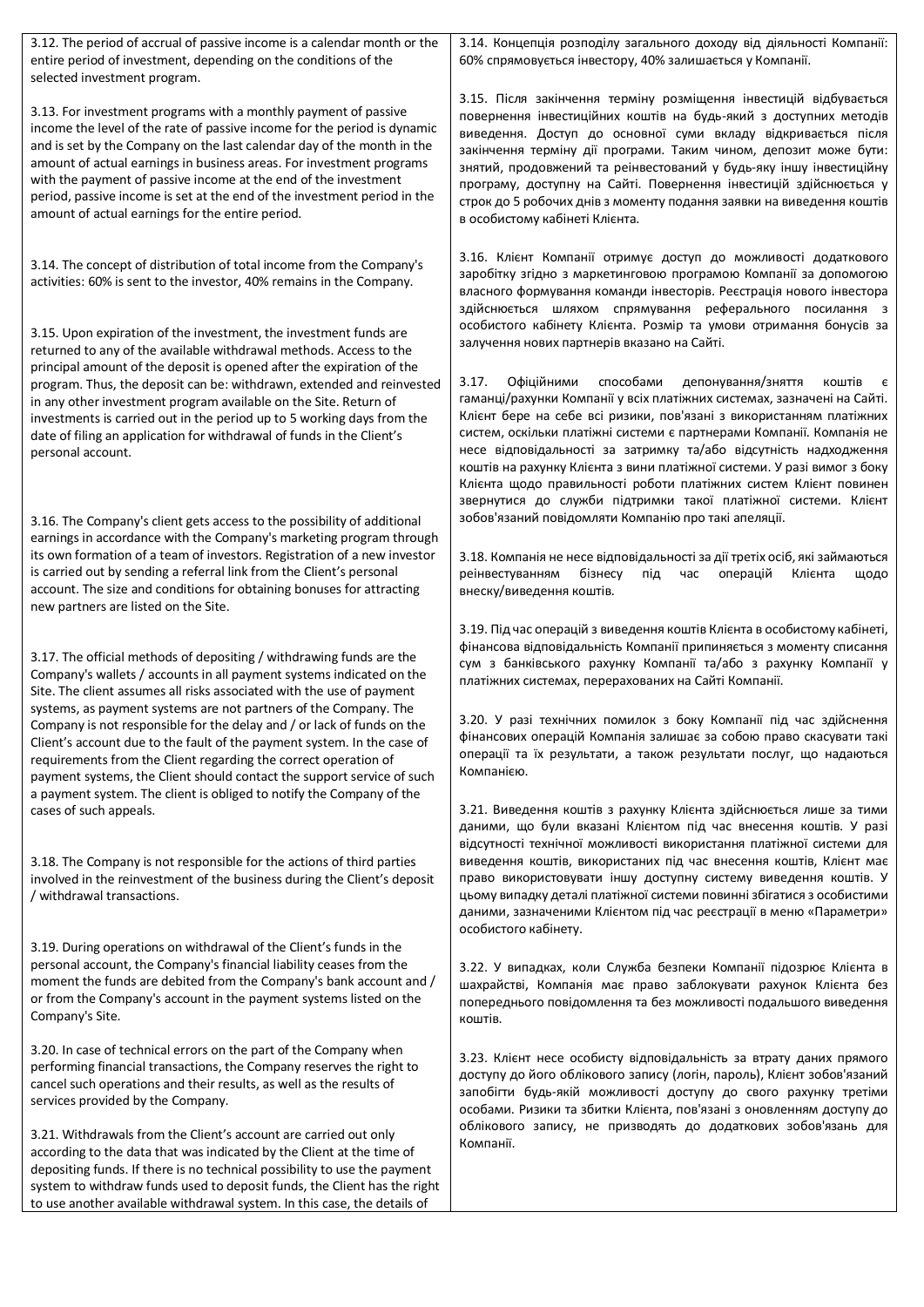3.12. The period of accrual of passive income is a calendar month or the entire period of investment, depending on the conditions of the selected investment program.

3.13. For investment programs with a monthly payment of passive income the level of the rate of passive income for the period is dynamic and is set by the Company on the last calendar day of the month in the amount of actual earnings in business areas. For investment programs with the payment of passive income at the end of the investment period, passive income is set at the end of the investment period in the amount of actual earnings for the entire period.

3.14. The concept of distribution of total income from the Company's activities: 60% is sent to the investor, 40% remains in the Company.

3.15. Upon expiration of the investment, the investment funds are returned to any of the available withdrawal methods. Access to the principal amount of the deposit is opened after the expiration of the program. Thus, the deposit can be: withdrawn, extended and reinvested in any other investment program available on the Site. Return of investments is carried out in the period up to 5 working days from the date of filing an application for withdrawal of funds in the Client's personal account.

3.16. The Company's client gets access to the possibility of additional earnings in accordance with the Company's marketing program through its own formation of a team of investors. Registration of a new investor is carried out by sending a referral link from the Client's personal account. The size and conditions for obtaining bonuses for attracting new partners are listed on the Site.

3.17. The official methods of depositing / withdrawing funds are the Company's wallets / accounts in all payment systems indicated on the Site. The client assumes all risks associated with the use of payment systems, as payment systems are not partners of the Company. The Company is not responsible for the delay and / or lack of funds on the Client's account due to the fault of the payment system. In the case of requirements from the Client regarding the correct operation of payment systems, the Client should contact the support service of such a payment system. The client is obliged to notify the Company of the cases of such appeals.

3.18. The Company is not responsible for the actions of third parties involved in the reinvestment of the business during the Client's deposit / withdrawal transactions.

3.19. During operations on withdrawal of the Client's funds in the personal account, the Company's financial liability ceases from the moment the funds are debited from the Company's bank account and / or from the Company's account in the payment systems listed on the Company's Site.

3.20. In case of technical errors on the part of the Company when performing financial transactions, the Company reserves the right to cancel such operations and their results, as well as the results of services provided by the Company.

3.21. Withdrawals from the Client's account are carried out only according to the data that was indicated by the Client at the time of depositing funds. If there is no technical possibility to use the payment system to withdraw funds used to deposit funds, the Client has the right to use another available withdrawal system. In this case, the details of

3.14. Концепція розподілу загального доходу від діяльності Компанії: 60% спрямовується інвестору, 40% залишається у Компанії.

3.15. Після закінчення терміну розміщення інвестицій відбувається повернення інвестиційних коштів на будь-який з доступних методів виведення. Доступ до основної суми вкладу відкривається після закінчення терміну дії програми. Таким чином, депозит може бути: знятий, продовжений та реінвестований у будь-яку іншу інвестиційну програму, доступну на Сайті. Повернення інвестицій здійснюється у строк до 5 робочих днів з моменту подання заявки на виведення коштів в особистому кабінеті Клієнта.

3.16. Клієнт Компанії отримує доступ до можливості додаткового заробітку згідно з маркетинговою програмою Компанії за допомогою власного формування команди інвесторів. Реєстрація нового інвестора здійснюється шляхом спрямування реферального посилання з особистого кабінету Клієнта. Розмір та умови отримання бонусів за залучення нових партнерів вказано на Сайті.

3.17. Офіційними способами депонування/зняття коштів є гаманці/рахунки Компанії у всіх платіжних системах, зазначені на Сайті. Клієнт бере на себе всі ризики, пов'язані з використанням платіжних систем, оскільки платіжні системи є партнерами Компанії. Компанія не несе відповідальності за затримку та/або відсутність надходження коштів на рахунку Клієнта з вини платіжної системи. У разі вимог з боку Клієнта щодо правильності роботи платіжних систем Клієнт повинен звернутися до служби підтримки такої платіжної системи. Клієнт зобов'язаний повідомляти Компанію про такі апеляції.

3.18. Компанія не несе відповідальності за дії третіх осіб, які займаються реінвестуванням бізнесу під час операцій Клієнта щодо внеску/виведення коштів.

3.19. Під час операцій з виведення коштів Клієнта в особистому кабінеті, фінансова відповідальність Компанії припиняється з моменту списання сум з банківського рахунку Компанії та/або з рахунку Компанії у платіжних системах, перерахованих на Сайті Компанії.

3.20. У разі технічних помилок з боку Компанії під час здійснення фінансових операцій Компанія залишає за собою право скасувати такі операції та їх результати, а також результати послуг, що надаються Компанією.

3.21. Виведення коштів з рахунку Клієнта здійснюється лише за тими даними, що були вказані Клієнтом під час внесення коштів. У разі відсутності технічної можливості використання платіжної системи для виведення коштів, використаних під час внесення коштів, Клієнт має право використовувати іншу доступну систему виведення коштів. У цьому випадку деталі платіжної системи повинні збігатися з особистими даними, зазначеними Клієнтом під час реєстрації в меню «Параметри» особистого кабінету.

3.22. У випадках, коли Служба безпеки Компанії підозрює Клієнта в шахрайстві, Компанія має право заблокувати рахунок Клієнта без попереднього повідомлення та без можливості подальшого виведення коштів.

3.23. Клієнт несе особисту відповідальність за втрату даних прямого доступу до його облікового запису (логін, пароль), Клієнт зобов'язаний запобігти будь-якій можливості доступу до свого рахунку третіми особами. Ризики та збитки Клієнта, пов'язані з оновленням доступу до облікового запису, не призводять до додаткових зобов'язань для Компанії.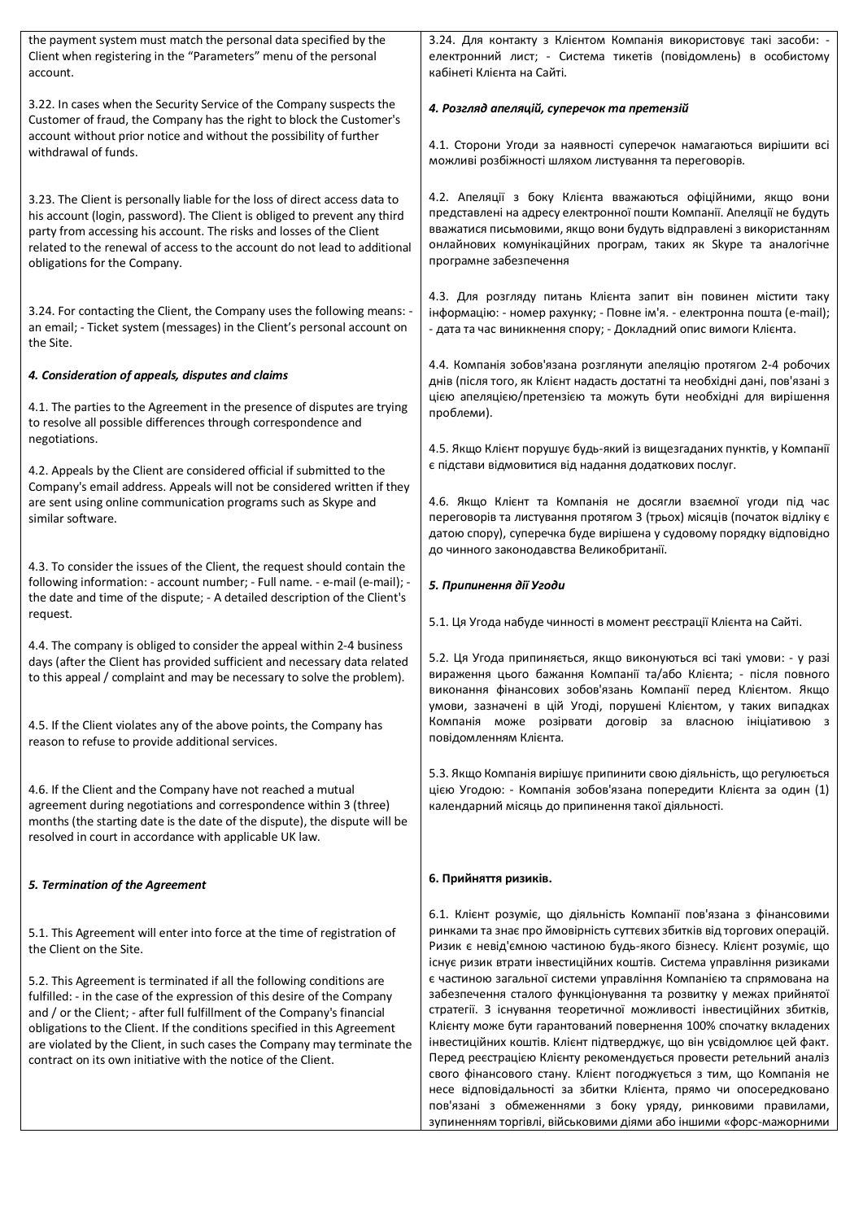the payment system must match the personal data specified by the Client when registering in the "Parameters" menu of the personal account.

3.22. In cases when the Security Service of the Company suspects the Customer of fraud, the Company has the right to block the Customer's account without prior notice and without the possibility of further withdrawal of funds.

3.23. The Client is personally liable for the loss of direct access data to his account (login, password). The Client is obliged to prevent any third party from accessing his account. The risks and losses of the Client related to the renewal of access to the account do not lead to additional obligations for the Company.

3.24. For contacting the Client, the Company uses the following means: - an email; - Ticket system (messages) in the Client's personal account on the Site.

***4. Consideration of appeals, disputes and claims***

4.1. The parties to the Agreement in the presence of disputes are trying to resolve all possible differences through correspondence and negotiations.

4.2. Appeals by the Client are considered official if submitted to the Company's email address. Appeals will not be considered written if they are sent using online communication programs such as Skype and similar software.

4.3. To consider the issues of the Client, the request should contain the following information: - account number; - Full name. - e-mail (e-mail); - the date and time of the dispute; - A detailed description of the Client's request.

4.4. The company is obliged to consider the appeal within 2-4 business days (after the Client has provided sufficient and necessary data related to this appeal / complaint and may be necessary to solve the problem).

4.5. If the Client violates any of the above points, the Company has reason to refuse to provide additional services.

4.6. If the Client and the Company have not reached a mutual agreement during negotiations and correspondence within 3 (three) months (the starting date is the date of the dispute), the dispute will be resolved in court in accordance with applicable UK law.

***5. Termination of the Agreement***

5.1. This Agreement will enter into force at the time of registration of the Client on the Site.

5.2. This Agreement is terminated if all the following conditions are fulfilled: - in the case of the expression of this desire of the Company and / or the Client; - after full fulfillment of the Company's financial obligations to the Client. If the conditions specified in this Agreement are violated by the Client, in such cases the Company may terminate the contract on its own initiative with the notice of the Client.

3.24. Для контакту з Клієнтом Компанія використовує такі засоби: - електронний лист; - Система тикетів (повідомлень) в особистому кабінеті Клієнта на Сайті.

***4. Розгляд апеляцій, суперечок та претензій***

4.1. Сторони Угоди за наявності суперечок намагаються вирішити всі можливі розбіжності шляхом листування та переговорів.

4.2. Апеляції з боку Клієнта вважаються офіційними, якщо вони представлені на адресу електронної пошти Компанії. Апеляції не будуть вважатися письмовими, якщо вони будуть відправлені з використанням онлайнових комунікаційних програм, таких як Skype та аналогічне програмне забезпечення

4.3. Для розгляду питань Клієнта запит він повинен містити таку інформацію: - номер рахунку; - Повне ім'я. - електронна пошта (e-mail); - дата та час виникнення спору; - Докладний опис вимоги Клієнта.

4.4. Компанія зобов'язана розглянути апеляцію протягом 2-4 робочих днів (після того, як Клієнт надасть достатні та необхідні дані, пов'язані з цією апеляцією/претензією та можуть бути необхідні для вирішення проблеми).

4.5. Якщо Клієнт порушує будь-який із вищезгаданих пунктів, у Компанії є підстави відмовитися від надання додаткових послуг.

4.6. Якщо Клієнт та Компанія не досягли взаємної угоди під час переговорів та листування протягом 3 (трьох) місяців (початок відліку є датою спору), суперечка буде вирішена у судовому порядку відповідно до чинного законодавства Великобританії.

***5. Припинення дії Угоди***

5.1. Ця Угода набуде чинності в момент реєстрації Клієнта на Сайті.

5.2. Ця Угода припиняється, якщо виконуються всі такі умови: - у разі вираження цього бажання Компанії та/або Клієнта; - після повного виконання фінансових зобов'язань Компанії перед Клієнтом. Якщо умови, зазначені в цій Угоді, порушені Клієнтом, у таких випадках Компанія може розірвати договір за власною ініціативою з повідомленням Клієнта.

5.3. Якщо Компанія вирішує припинити свою діяльність, що регулюється цією Угодою: - Компанія зобов'язана попередити Клієнта за один (1) календарний місяць до припинення такої діяльності.

**6. Прийняття ризиків.**

6.1. Клієнт розуміє, що діяльність Компанії пов'язана з фінансовими ринками та знає про ймовірність суттєвих збитків від торгових операцій. Ризик є невід'ємною частиною будь-якого бізнесу. Клієнт розуміє, що існує ризик втрати інвестиційних коштів. Система управління ризиками є частиною загальної системи управління Компанією та спрямована на забезпечення сталого функціонування та розвитку у межах прийнятої стратегії. З існування теоретичної можливості інвестиційних збитків, Клієнту може бути гарантований повернення 100% спочатку вкладених інвестиційних коштів. Клієнт підтверджує, що він усвідомлює цей факт. Перед реєстрацією Клієнту рекомендується провести ретельний аналіз свого фінансового стану. Клієнт погоджується з тим, що Компанія не несе відповідальності за збитки Клієнта, прямо чи опосередковано пов'язані з обмеженнями з боку уряду, ринковими правилами, зупиненням торгівлі, військовими діями або іншими «форс-мажорними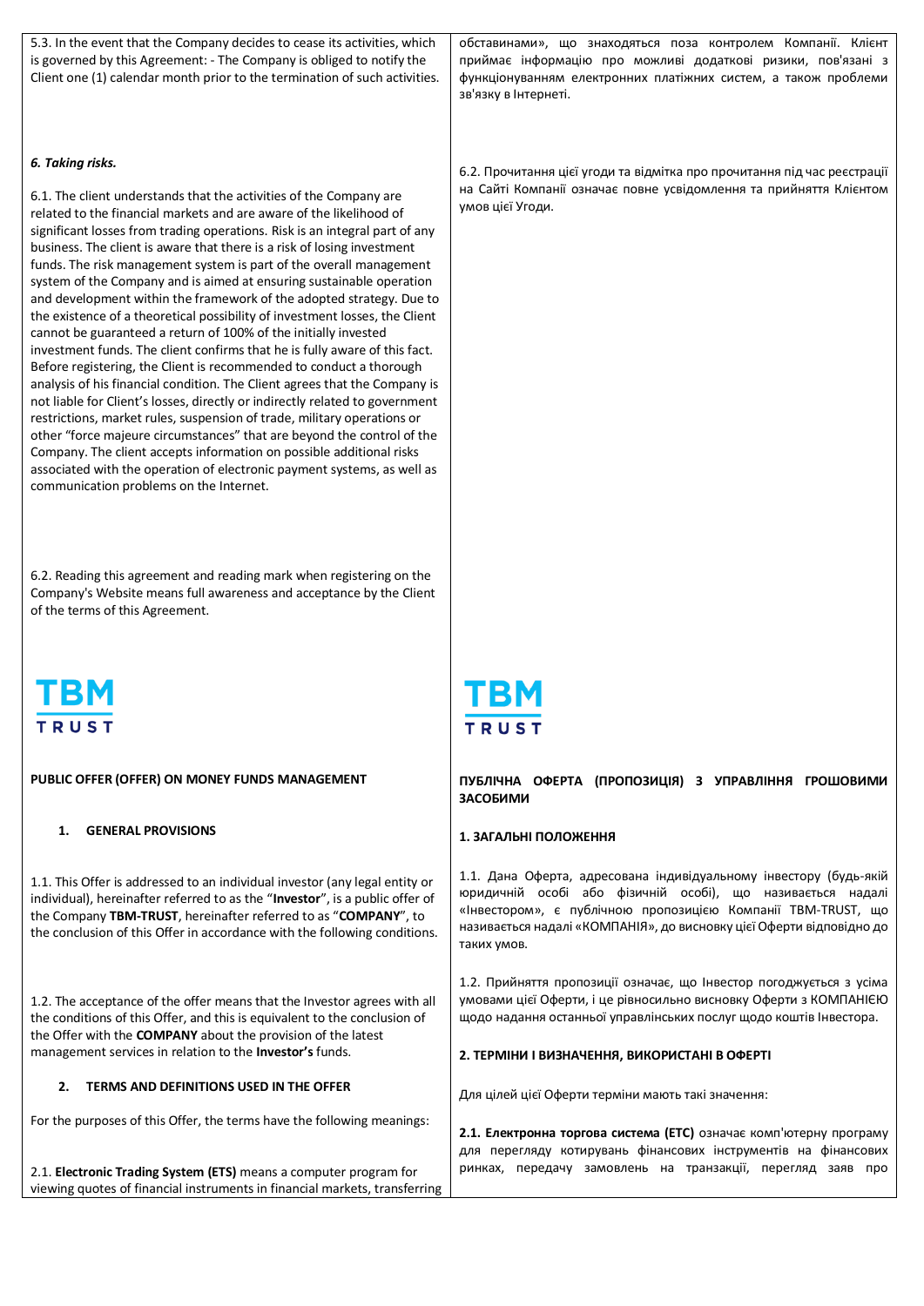5.3. In the event that the Company decides to cease its activities, which is governed by this Agreement: - The Company is obliged to notify the Client one (1) calendar month prior to the termination of such activities.

*6. Taking risks.*

6.1. The client understands that the activities of the Company are related to the financial markets and are aware of the likelihood of significant losses from trading operations. Risk is an integral part of any business. The client is aware that there is a risk of losing investment funds. The risk management system is part of the overall management system of the Company and is aimed at ensuring sustainable operation and development within the framework of the adopted strategy. Due to the existence of a theoretical possibility of investment losses, the Client cannot be guaranteed a return of 100% of the initially invested investment funds. The client confirms that he is fully aware of this fact. Before registering, the Client is recommended to conduct a thorough analysis of his financial condition. The Client agrees that the Company is not liable for Client's losses, directly or indirectly related to government restrictions, market rules, suspension of trade, military operations or other "force majeure circumstances" that are beyond the control of the Company. The client accepts information on possible additional risks associated with the operation of electronic payment systems, as well as communication problems on the Internet.

6.2. Reading this agreement and reading mark when registering on the Company's Website means full awareness and acceptance by the Client of the terms of this Agreement.

обставинами», що знаходяться поза контролем Компанії. Клієнт приймає інформацію про можливі додаткові ризики, пов'язані з функціонуванням електронних платіжних систем, а також проблеми зв'язку в Інтернеті.

6.2. Прочитання цієї угоди та відмітка про прочитання під час реєстрації на Сайті Компанії означає повне усвідомлення та прийняття Клієнтом умов цієї Угоди.

TBM TRUST

**PUBLIC OFFER (OFFER) ON MONEY FUNDS MANAGEMENT**

**1. GENERAL PROVISIONS**

1.1. This Offer is addressed to an individual investor (any legal entity or individual), hereinafter referred to as the "**Investor**", is a public offer of the Company **TBM-TRUST**, hereinafter referred to as "**COMPANY**", to the conclusion of this Offer in accordance with the following conditions.

1.2. The acceptance of the offer means that the Investor agrees with all the conditions of this Offer, and this is equivalent to the conclusion of the Offer with the **COMPANY** about the provision of the latest management services in relation to the **Investor's** funds.

**2. TERMS AND DEFINITIONS USED IN THE OFFER**

For the purposes of this Offer, the terms have the following meanings:

2.1. **Electronic Trading System (ETS)** means a computer program for viewing quotes of financial instruments in financial markets, transferring

TBM TRUST

**ПУБЛІЧНА ОФЕРТА (ПРОПОЗИЦІЯ) З УПРАВЛІННЯ ГРОШОВИМИ ЗАСОБИМИ**

**1. ЗАГАЛЬНІ ПОЛОЖЕННЯ**

1.1. Дана Оферта, адресована індивідуальному інвестору (будь-якій юридичній особі або фізичній особі), що називається надалі «Інвестором», є публічною пропозицією Компанії ТВМ-TRUST, що називається надалі «КОМПАНІЯ», до висновку цієї Оферти відповідно до таких умов.

1.2. Прийняття пропозиції означає, що Інвестор погоджується з усіма умовами цієї Оферти, і це рівносильно висновку Оферти з КОМПАНІЄЮ щодо надання останньої управлінських послуг щодо коштів Інвестора.

**2. ТЕРМІНИ І ВИЗНАЧЕННЯ, ВИКОРИСТАНІ В ОФЕРТІ**

Для цілей цієї Оферти терміни мають такі значення:

**2.1. Електронна торгова система (ЕТС)** означає комп'ютерну програму для перегляду котирувань фінансових інструментів на фінансових ринках, передачу замовлень на транзакції, перегляд заяв про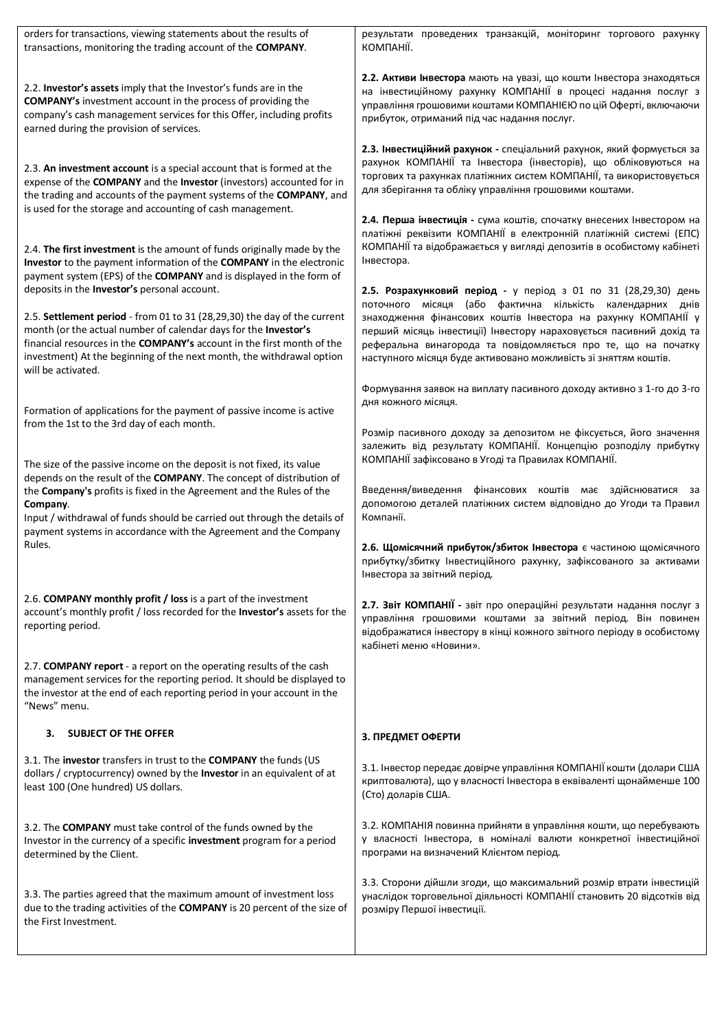orders for transactions, viewing statements about the results of transactions, monitoring the trading account of the **COMPANY**.

2.2. **Investor's assets** imply that the Investor's funds are in the **COMPANY's** investment account in the process of providing the company's cash management services for this Offer, including profits earned during the provision of services.

2.3. **An investment account** is a special account that is formed at the expense of the **COMPANY** and the **Investor** (investors) accounted for in the trading and accounts of the payment systems of the **COMPANY**, and is used for the storage and accounting of cash management.

2.4. **The first investment** is the amount of funds originally made by the **Investor** to the payment information of the **COMPANY** in the electronic payment system (EPS) of the **COMPANY** and is displayed in the form of deposits in the **Investor's** personal account.

2.5. **Settlement period** - from 01 to 31 (28,29,30) the day of the current month (or the actual number of calendar days for the **Investor's** financial resources in the **COMPANY's** account in the first month of the investment) At the beginning of the next month, the withdrawal option will be activated.

Formation of applications for the payment of passive income is active from the 1st to the 3rd day of each month.

The size of the passive income on the deposit is not fixed, its value depends on the result of the **COMPANY**. The concept of distribution of the **Company's** profits is fixed in the Agreement and the Rules of the **Company**.
Input / withdrawal of funds should be carried out through the details of payment systems in accordance with the Agreement and the Company Rules.

2.6. **COMPANY monthly profit / loss** is a part of the investment account's monthly profit / loss recorded for the **Investor's** assets for the reporting period.

2.7. **COMPANY report** - a report on the operating results of the cash management services for the reporting period. It should be displayed to the investor at the end of each reporting period in your account in the "News" menu.

## 3. SUBJECT OF THE OFFER

3.1. The **investor** transfers in trust to the **COMPANY** the funds (US dollars / cryptocurrency) owned by the **Investor** in an equivalent of at least 100 (One hundred) US dollars.

3.2. The **COMPANY** must take control of the funds owned by the Investor in the currency of a specific **investment** program for a period determined by the Client.

3.3. The parties agreed that the maximum amount of investment loss due to the trading activities of the **COMPANY** is 20 percent of the size of the First Investment.

результати проведених транзакцій, моніторинг торгового рахунку КОМПАНІЇ.

**2.2. Активи Інвестора** мають на увазі, що кошти Інвестора знаходяться на інвестиційному рахунку КОМПАНІЇ в процесі надання послуг з управління грошовими коштами КОМПАНІЄЮ по цій Оферті, включаючи прибуток, отриманий під час надання послуг.

**2.3. Інвестиційний рахунок -** спеціальний рахунок, який формується за рахунок КОМПАНІЇ та Інвестора (інвесторів), що обліковуються на торгових та рахунках платіжних систем КОМПАНІЇ, та використовується для зберігання та обліку управління грошовими коштами.

**2.4. Перша інвестиція -** сума коштів, спочатку внесених Інвестором на платіжні реквізити КОМПАНІЇ в електронній платіжній системі (ЕПС) КОМПАНІЇ та відображається у вигляді депозитів в особистому кабінеті Інвестора.

**2.5. Розрахунковий період -** у період з 01 по 31 (28,29,30) день поточного місяця (або фактична кількість календарних днів знаходження фінансових коштів Інвестора на рахунку КОМПАНІЇ у перший місяць інвестиції) Інвестору нараховується пасивний дохід та реферальна винагорода та повідомляється про те, що на початку наступного місяця буде активовано можливість зі зняттям коштів.

Формування заявок на виплату пасивного доходу активно з 1-го до 3-го дня кожного місяця.

Розмір пасивного доходу за депозитом не фіксується, його значення залежить від результату КОМПАНІЇ. Концепцію розподілу прибутку КОМПАНІЇ зафіксовано в Угоді та Правилах КОМПАНІЇ.

Введення/виведення фінансових коштів має здійснюватися за допомогою деталей платіжних систем відповідно до Угоди та Правил Компанії.

**2.6. Щомісячний прибуток/збиток Інвестора** є частиною щомісячного прибутку/збитку Інвестиційного рахунку, зафіксованого за активами Інвестора за звітний період.

**2.7. Звіт КОМПАНІЇ -** звіт про операційні результати надання послуг з управління грошовими коштами за звітний період. Він повинен відображатися інвестору в кінці кожного звітного періоду в особистому кабінеті меню «Новини».

## 3. ПРЕДМЕТ ОФЕРТИ

3.1. Інвестор передає довірче управління КОМПАНІЇ кошти (долари США криптовалюта), що у власності Інвестора в еквіваленті щонайменше 100 (Сто) доларів США.

3.2. КОМПАНІЯ повинна прийняти в управління кошти, що перебувають у власності Інвестора, в номіналі валюти конкретної інвестиційної програми на визначений Клієнтом період.

3.3. Сторони дійшли згоди, що максимальний розмір втрати інвестицій унаслідок торговельної діяльності КОМПАНІЇ становить 20 відсотків від розміру Першої інвестиції.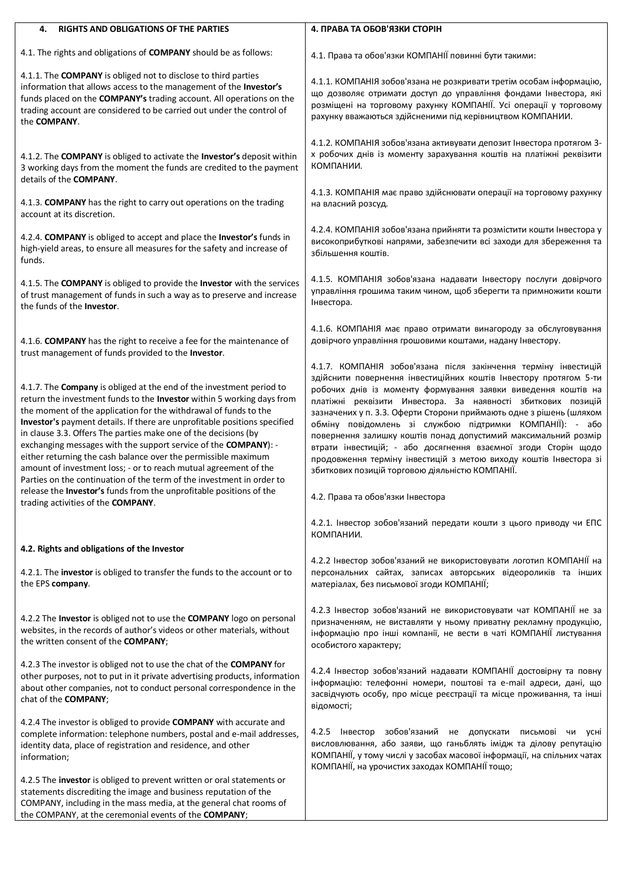| 4. RIGHTS AND OBLIGATIONS OF THE PARTIES | 4. ПРАВА ТА ОБОВ'ЯЗКИ СТОРІН |
|---|---|
| 4.1. The rights and obligations of **COMPANY** should be as follows: | 4.1. Права та обов'язки КОМПАНІЇ повинні бути такими: |
| 4.1.1. The **COMPANY** is obliged not to disclose to third parties information that allows access to the management of the **Investor's** funds placed on the **COMPANY's** trading account. All operations on the trading account are considered to be carried out under the control of the **COMPANY**. | 4.1.1. КОМПАНІЯ зобов'язана не розкривати третім особам інформацію, що дозволяє отримати доступ до управління фондами Інвестора, які розміщені на торговому рахунку КОМПАНІЇ. Усі операції у торговому рахунку вважаються здійсненими під керівництвом КОМПАНИИ. |
| 4.1.2. The **COMPANY** is obliged to activate the **Investor's** deposit within 3 working days from the moment the funds are credited to the payment details of the **COMPANY**. | 4.1.2. КОМПАНІЯ зобов'язана активувати депозит Інвестора протягом 3-х робочих днів із моменту зарахування коштів на платіжні реквізити КОМПАНИИ. |
| 4.1.3. **COMPANY** has the right to carry out operations on the trading account at its discretion. | 4.1.3. КОМПАНІЯ має право здійснювати операції на торговому рахунку на власний розсуд. |
| 4.2.4. **COMPANY** is obliged to accept and place the **Investor's** funds in high-yield areas, to ensure all measures for the safety and increase of funds. | 4.2.4. КОМПАНІЯ зобов'язана прийняти та розмістити кошти Інвестора у високоприбуткові напрями, забезпечити всі заходи для збереження та збільшення коштів. |
| 4.1.5. The **COMPANY** is obliged to provide the **Investor** with the services of trust management of funds in such a way as to preserve and increase the funds of the **Investor**. | 4.1.5. КОМПАНІЯ зобов'язана надавати Інвестору послуги довірчого управління грошима таким чином, щоб зберегти та примножити кошти Інвестора. |
| 4.1.6. **COMPANY** has the right to receive a fee for the maintenance of trust management of funds provided to the **Investor**. | 4.1.6. КОМПАНІЯ має право отримати винагороду за обслуговування довірчого управління грошовими коштами, надану Інвестору. |
| 4.1.7. The **Company** is obliged at the end of the investment period to return the investment funds to the **Investor** within 5 working days from the moment of the application for the withdrawal of funds to the **Investor's** payment details. If there are unprofitable positions specified in clause 3.3. Offers The parties make one of the decisions (by exchanging messages with the support service of the **COMPANY**): - either returning the cash balance over the permissible maximum amount of investment loss; - or to reach mutual agreement of the Parties on the continuation of the term of the investment in order to release the **Investor's** funds from the unprofitable positions of the trading activities of the **COMPANY**. | 4.1.7. КОМПАНІЯ зобов'язана після закінчення терміну інвестицій здійснити повернення інвестиційних коштів Інвестору протягом 5-ти робочих днів із моменту формування заявки виведення коштів на платіжні реквізити Инвестора. За наявності збиткових позицій зазначених у п. 3.3. Оферти Сторони приймають одне з рішень (шляхом обміну повідомлень зі службою підтримки КОМПАНІЇ): - або повернення залишку коштів понад допустимий максимальний розмір втрати інвестицій; - або досягнення взаємної згоди Сторін щодо продовження терміну інвестицій з метою виходу коштів Інвестора зі збиткових позицій торговою діяльністю КОМПАНІЇ. |
| **4.2. Rights and obligations of the Investor** | 4.2. Права та обов'язки Інвестора |
| 4.2.1. The **investor** is obliged to transfer the funds to the account or to the EPS **company**. | 4.2.1. Інвестор зобов'язаний передати кошти з цього приводу чи ЕПС КОМПАНИИ. |
| 4.2.2 The **Investor** is obliged not to use the **COMPANY** logo on personal websites, in the records of author's videos or other materials, without the written consent of the **COMPANY**; | 4.2.2 Інвестор зобов'язаний не використовувати логотип КОМПАНІЇ на персональних сайтах, записах авторських відеороликів та інших матеріалах, без письмової згоди КОМПАНІЇ; |
| 4.2.3 The investor is obliged not to use the chat of the **COMPANY** for other purposes, not to put in it private advertising products, information about other companies, not to conduct personal correspondence in the chat of the **COMPANY**; | 4.2.3 Інвестор зобов'язаний не використовувати чат КОМПАНІЇ не за призначенням, не виставляти у ньому приватну рекламну продукцію, інформацію про інші компанії, не вести в чаті КОМПАНІЇ листування особистого характеру; |
| 4.2.4 The investor is obliged to provide **COMPANY** with accurate and complete information: telephone numbers, postal and e-mail addresses, identity data, place of registration and residence, and other information; | 4.2.4 Інвестор зобов'язаний надавати КОМПАНІЇ достовірну та повну інформацію: телефонні номери, поштові та e-mail адреси, дані, що засвідчують особу, про місце реєстрації та місце проживання, та інші відомості; |
| 4.2.5 The **investor** is obliged to prevent written or oral statements or statements discrediting the image and business reputation of the COMPANY, including in the mass media, at the general chat rooms of the COMPANY, at the ceremonial events of the **COMPANY**; | 4.2.5 Інвестор зобов'язаний не допускати письмові чи усні висловлювання, або заяви, що ганьблять імідж та ділову репутацію КОМПАНІЇ, у тому числі у засобах масової інформації, на спільних чатах КОМПАНІЇ, на урочистих заходах КОМПАНІЇ тощо; |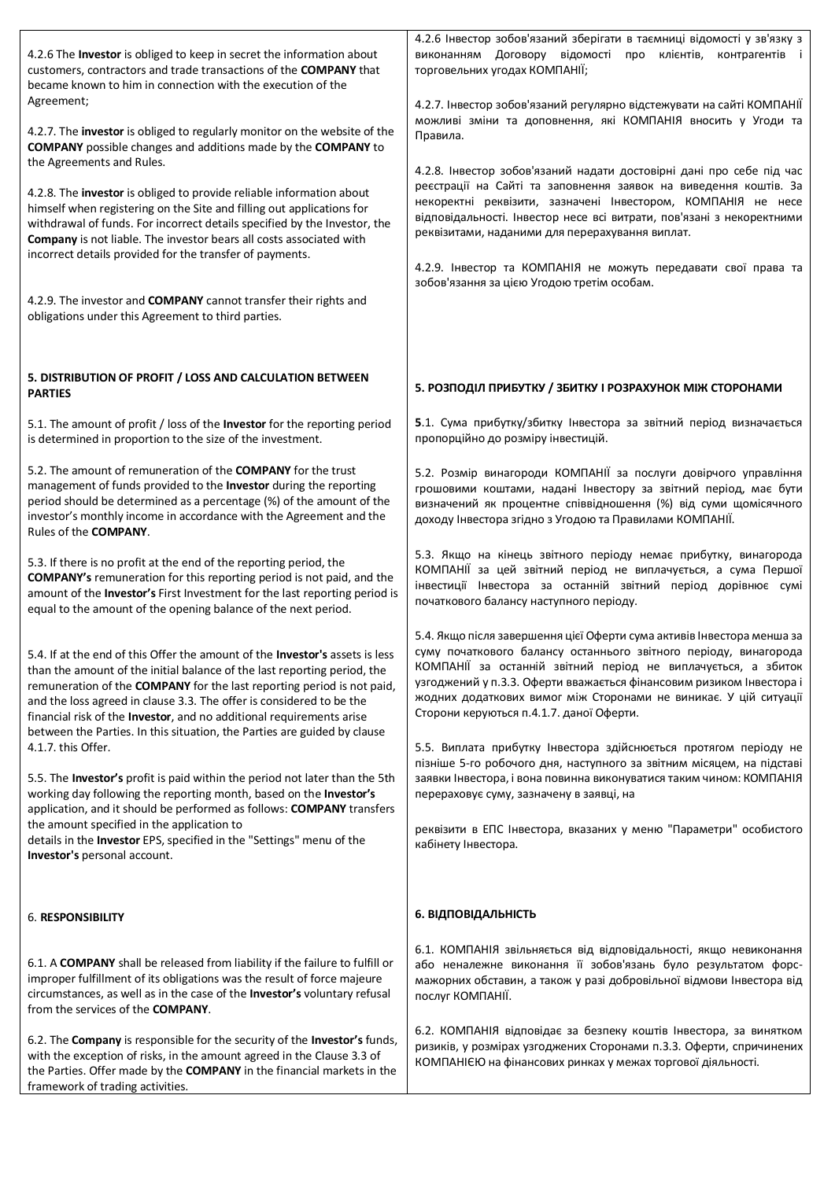4.2.6 The **Investor** is obliged to keep in secret the information about customers, contractors and trade transactions of the **COMPANY** that became known to him in connection with the execution of the Agreement;

4.2.7. The **investor** is obliged to regularly monitor on the website of the **COMPANY** possible changes and additions made by the **COMPANY** to the Agreements and Rules.

4.2.8. The **investor** is obliged to provide reliable information about himself when registering on the Site and filling out applications for withdrawal of funds. For incorrect details specified by the Investor, the **Company** is not liable. The investor bears all costs associated with incorrect details provided for the transfer of payments.

4.2.9. The investor and **COMPANY** cannot transfer their rights and obligations under this Agreement to third parties.

**5. DISTRIBUTION OF PROFIT / LOSS AND CALCULATION BETWEEN PARTIES**

5.1. The amount of profit / loss of the **Investor** for the reporting period is determined in proportion to the size of the investment.

5.2. The amount of remuneration of the **COMPANY** for the trust management of funds provided to the **Investor** during the reporting period should be determined as a percentage (%) of the amount of the investor's monthly income in accordance with the Agreement and the Rules of the **COMPANY**.

5.3. If there is no profit at the end of the reporting period, the **COMPANY's** remuneration for this reporting period is not paid, and the amount of the **Investor's** First Investment for the last reporting period is equal to the amount of the opening balance of the next period.

5.4. If at the end of this Offer the amount of the **Investor's** assets is less than the amount of the initial balance of the last reporting period, the remuneration of the **COMPANY** for the last reporting period is not paid, and the loss agreed in clause 3.3. The offer is considered to be the financial risk of the **Investor**, and no additional requirements arise between the Parties. In this situation, the Parties are guided by clause 4.1.7. this Offer.

5.5. The **Investor's** profit is paid within the period not later than the 5th working day following the reporting month, based on the **Investor's** application, and it should be performed as follows: **COMPANY** transfers the amount specified in the application to details in the **Investor** EPS, specified in the "Settings" menu of the **Investor's** personal account.

6. **RESPONSIBILITY**

6.1. A **COMPANY** shall be released from liability if the failure to fulfill or improper fulfillment of its obligations was the result of force majeure circumstances, as well as in the case of the **Investor's** voluntary refusal from the services of the **COMPANY**.

6.2. The **Company** is responsible for the security of the **Investor's** funds, with the exception of risks, in the amount agreed in the Clause 3.3 of the Parties. Offer made by the **COMPANY** in the financial markets in the framework of trading activities.

4.2.6 Інвестор зобов'язаний зберігати в таємниці відомості у зв'язку з виконанням Договору відомості про клієнтів, контрагентів і торговельних угодах КОМПАНІЇ;

4.2.7. Інвестор зобов'язаний регулярно відстежувати на сайті КОМПАНІЇ можливі зміни та доповнення, які КОМПАНІЯ вносить у Угоди та Правила.

4.2.8. Інвестор зобов'язаний надати достовірні дані про себе під час реєстрації на Сайті та заповнення заявок на виведення коштів. За некоректні реквізити, зазначені Інвестором, КОМПАНІЯ не несе відповідальності. Інвестор несе всі витрати, пов'язані з некоректними реквізитами, наданими для перерахування виплат.

4.2.9. Інвестор та КОМПАНІЯ не можуть передавати свої права та зобов'язання за цією Угодою третім особам.

**5. РОЗПОДІЛ ПРИБУТКУ / ЗБИТКУ І РОЗРАХУНОК МІЖ СТОРОНАМИ**

**5**.1. Сума прибутку/збитку Інвестора за звітний період визначається пропорційно до розміру інвестицій.

5.2. Розмір винагороди КОМПАНІЇ за послуги довірчого управління грошовими коштами, надані Інвестору за звітний період, має бути визначений як процентне співвідношення (%) від суми щомісячного доходу Інвестора згідно з Угодою та Правилами КОМПАНІЇ.

5.3. Якщо на кінець звітного періоду немає прибутку, винагорода КОМПАНІЇ за цей звітний період не виплачується, а сума Першої інвестиції Інвестора за останній звітний період дорівнює сумі початкового балансу наступного періоду.

5.4. Якщо після завершення цієї Оферти сума активів Інвестора менша за суму початкового балансу останнього звітного періоду, винагорода КОМПАНІЇ за останній звітний період не виплачується, а збиток узгоджений у п.3.3. Оферти вважається фінансовим ризиком Інвестора і жодних додаткових вимог між Сторонами не виникає. У цій ситуації Сторони керуються п.4.1.7. даної Оферти.

5.5. Виплата прибутку Інвестора здійснюється протягом періоду не пізніше 5-го робочого дня, наступного за звітним місяцем, на підставі заявки Інвестора, і вона повинна виконуватися таким чином: КОМПАНІЯ перераховує суму, зазначену в заявці, на реквізити в ЕПС Інвестора, вказаних у меню "Параметри" особистого кабінету Інвестора.

**6. ВІДПОВІДАЛЬНІСТЬ**

6.1. КОМПАНІЯ звільняється від відповідальності, якщо невиконання або неналежне виконання її зобов'язань було результатом форс-мажорних обставин, а також у разі добровільної відмови Інвестора від послуг КОМПАНІЇ.

6.2. КОМПАНІЯ відповідає за безпеку коштів Інвестора, за винятком ризиків, у розмірах узгоджених Сторонами п.3.3. Оферти, спричинених КОМПАНІЄЮ на фінансових ринках у межах торгової діяльності.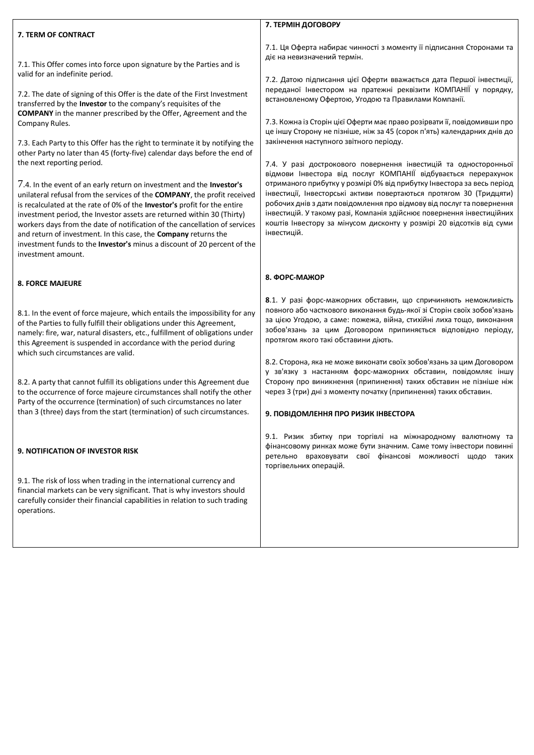## 7. TERM OF CONTRACT

7.1. This Offer comes into force upon signature by the Parties and is valid for an indefinite period.

7.2. The date of signing of this Offer is the date of the First Investment transferred by the **Investor** to the company's requisites of the **COMPANY** in the manner prescribed by the Offer, Agreement and the Company Rules.

7.3. Each Party to this Offer has the right to terminate it by notifying the other Party no later than 45 (forty-five) calendar days before the end of the next reporting period.

7.4. In the event of an early return on investment and the **Investor's** unilateral refusal from the services of the **COMPANY**, the profit received is recalculated at the rate of 0% of the **Investor's** profit for the entire investment period, the Investor assets are returned within 30 (Thirty) workers days from the date of notification of the cancellation of services and return of investment. In this case, the **Company** returns the investment funds to the **Investor's** minus a discount of 20 percent of the investment amount.

## 8. FORCE MAJEURE

8.1. In the event of force majeure, which entails the impossibility for any of the Parties to fully fulfill their obligations under this Agreement, namely: fire, war, natural disasters, etc., fulfillment of obligations under this Agreement is suspended in accordance with the period during which such circumstances are valid.

8.2. A party that cannot fulfill its obligations under this Agreement due to the occurrence of force majeure circumstances shall notify the other Party of the occurrence (termination) of such circumstances no later than 3 (three) days from the start (termination) of such circumstances.

## 9. NOTIFICATION OF INVESTOR RISK

9.1. The risk of loss when trading in the international currency and financial markets can be very significant. That is why investors should carefully consider their financial capabilities in relation to such trading operations.

## 7. ТЕРМІН ДОГОВОРУ

7.1. Ця Оферта набирає чинності з моменту її підписання Сторонами та діє на невизначений термін.

7.2. Датою підписання цієї Оферти вважається дата Першої інвестиції, переданої Інвестором на пратежні реквізити КОМПАНІЇ у порядку, встановленому Офертою, Угодою та Правилами Компанії.

7.3. Кожна із Сторін цієї Оферти має право розірвати її, повідомивши про це іншу Сторону не пізніше, ніж за 45 (сорок п'ять) календарних днів до закінчення наступного звітного періоду.

7.4. У разі дострокового повернення інвестицій та односторонньої відмови Інвестора від послуг КОМПАНІЇ відбувається перерахунок отриманого прибутку у розмірі 0% від прибутку Інвестора за весь період інвестиції, Інвесторські активи повертаються протягом 30 (Тридцяти) робочих днів з дати повідомлення про відмову від послуг та повернення інвестицій. У такому разі, Компанія здійснює повернення інвестиційних коштів Інвестору за мінусом дисконту у розмірі 20 відсотків від суми інвестицій.

## 8. ФОРС-МАЖОР

**8**.1. У разі форс-мажорних обставин, що спричиняють неможливість повного або часткового виконання будь-якої зі Сторін своїх зобов'язань за цією Угодою, а саме: пожежа, війна, стихійні лиха тощо, виконання зобов'язань за цим Договором припиняється відповідно періоду, протягом якого такі обставини діють.

8.2. Сторона, яка не може виконати своїх зобов'язань за цим Договором у зв'язку з настанням форс-мажорних обставин, повідомляє іншу Сторону про виникнення (припинення) таких обставин не пізніше ніж через 3 (три) дні з моменту початку (припинення) таких обставин.

## 9. ПОВІДОМЛЕННЯ ПРО РИЗИК ІНВЕСТОРА

9.1. Ризик збитку при торгівлі на міжнародному валютному та фінансовому ринках може бути значним. Саме тому інвестори повинні ретельно враховувати свої фінансові можливості щодо таких торгівельних операцій.